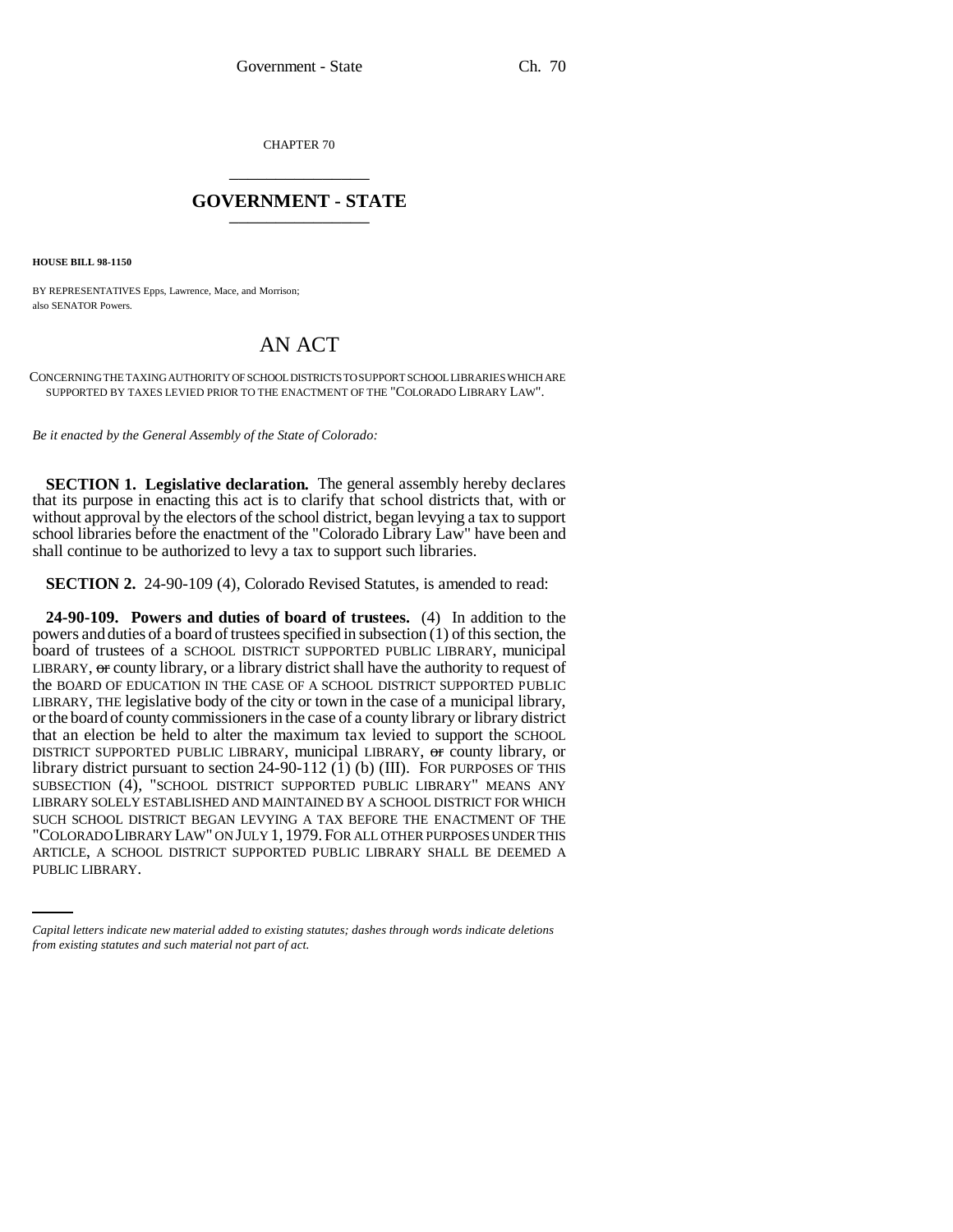CHAPTER 70

# GOVERNMENT - STATE

**HOUSE BILL 98-1150**

BY REPRESENTATIVES Epps, Lawrence, Mace, and Morrison;
also SENATOR Powers.

# AN ACT

CONCERNING THE TAXING AUTHORITY OF SCHOOL DISTRICTS TO SUPPORT SCHOOL LIBRARIES WHICH ARE SUPPORTED BY TAXES LEVIED PRIOR TO THE ENACTMENT OF THE "COLORADO LIBRARY LAW".

*Be it enacted by the General Assembly of the State of Colorado:*

**SECTION 1. Legislative declaration.** The general assembly hereby declares that its purpose in enacting this act is to clarify that school districts that, with or without approval by the electors of the school district, began levying a tax to support school libraries before the enactment of the "Colorado Library Law" have been and shall continue to be authorized to levy a tax to support such libraries.

**SECTION 2.** 24-90-109 (4), Colorado Revised Statutes, is amended to read:

**24-90-109. Powers and duties of board of trustees.** (4) In addition to the powers and duties of a board of trustees specified in subsection (1) of this section, the board of trustees of a SCHOOL DISTRICT SUPPORTED PUBLIC LIBRARY, municipal LIBRARY, ~~or~~ county library, or a library district shall have the authority to request of the BOARD OF EDUCATION IN THE CASE OF A SCHOOL DISTRICT SUPPORTED PUBLIC LIBRARY, THE legislative body of the city or town in the case of a municipal library, or the board of county commissioners in the case of a county library or library district that an election be held to alter the maximum tax levied to support the SCHOOL DISTRICT SUPPORTED PUBLIC LIBRARY, municipal LIBRARY, ~~or~~ county library, or library district pursuant to section 24-90-112 (1) (b) (III). FOR PURPOSES OF THIS SUBSECTION (4), "SCHOOL DISTRICT SUPPORTED PUBLIC LIBRARY" MEANS ANY LIBRARY SOLELY ESTABLISHED AND MAINTAINED BY A SCHOOL DISTRICT FOR WHICH SUCH SCHOOL DISTRICT BEGAN LEVYING A TAX BEFORE THE ENACTMENT OF THE "COLORADO LIBRARY LAW" ON JULY 1, 1979. FOR ALL OTHER PURPOSES UNDER THIS ARTICLE, A SCHOOL DISTRICT SUPPORTED PUBLIC LIBRARY SHALL BE DEEMED A PUBLIC LIBRARY.

*Capital letters indicate new material added to existing statutes; dashes through words indicate deletions from existing statutes and such material not part of act.*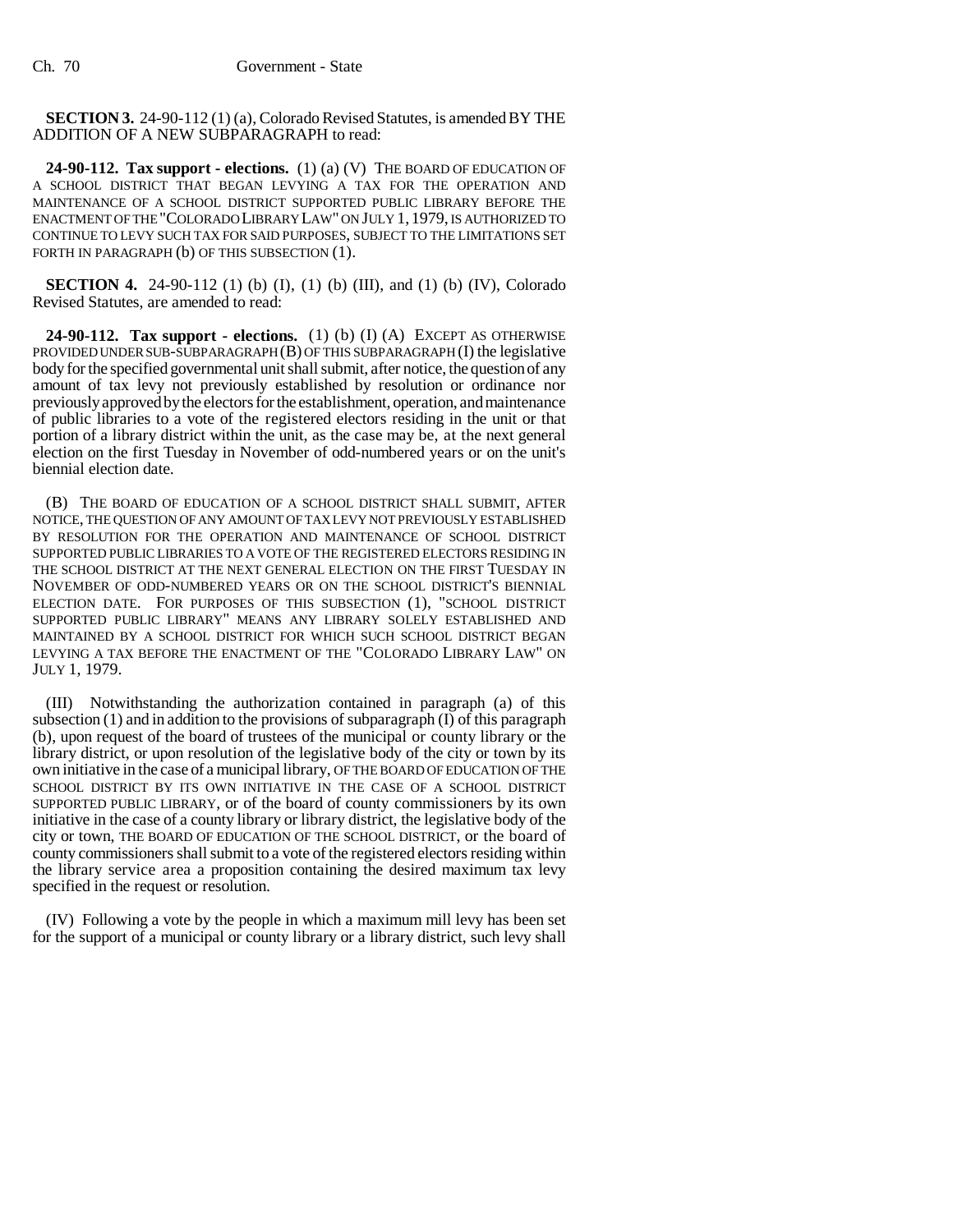**SECTION 3.** 24-90-112 (1) (a), Colorado Revised Statutes, is amended BY THE ADDITION OF A NEW SUBPARAGRAPH to read:

**24-90-112. Tax support - elections.** (1) (a) (V) THE BOARD OF EDUCATION OF A SCHOOL DISTRICT THAT BEGAN LEVYING A TAX FOR THE OPERATION AND MAINTENANCE OF A SCHOOL DISTRICT SUPPORTED PUBLIC LIBRARY BEFORE THE ENACTMENT OF THE "COLORADO LIBRARY LAW" ON JULY 1, 1979, IS AUTHORIZED TO CONTINUE TO LEVY SUCH TAX FOR SAID PURPOSES, SUBJECT TO THE LIMITATIONS SET FORTH IN PARAGRAPH (b) OF THIS SUBSECTION (1).

**SECTION 4.** 24-90-112 (1) (b) (I), (1) (b) (III), and (1) (b) (IV), Colorado Revised Statutes, are amended to read:

**24-90-112. Tax support - elections.** (1) (b) (I) (A) EXCEPT AS OTHERWISE PROVIDED UNDER SUB-SUBPARAGRAPH (B) OF THIS SUBPARAGRAPH (I) the legislative body for the specified governmental unit shall submit, after notice, the question of any amount of tax levy not previously established by resolution or ordinance nor previously approved by the electors for the establishment, operation, and maintenance of public libraries to a vote of the registered electors residing in the unit or that portion of a library district within the unit, as the case may be, at the next general election on the first Tuesday in November of odd-numbered years or on the unit's biennial election date.

(B) THE BOARD OF EDUCATION OF A SCHOOL DISTRICT SHALL SUBMIT, AFTER NOTICE, THE QUESTION OF ANY AMOUNT OF TAX LEVY NOT PREVIOUSLY ESTABLISHED BY RESOLUTION FOR THE OPERATION AND MAINTENANCE OF SCHOOL DISTRICT SUPPORTED PUBLIC LIBRARIES TO A VOTE OF THE REGISTERED ELECTORS RESIDING IN THE SCHOOL DISTRICT AT THE NEXT GENERAL ELECTION ON THE FIRST TUESDAY IN NOVEMBER OF ODD-NUMBERED YEARS OR ON THE SCHOOL DISTRICT'S BIENNIAL ELECTION DATE. FOR PURPOSES OF THIS SUBSECTION (1), "SCHOOL DISTRICT SUPPORTED PUBLIC LIBRARY" MEANS ANY LIBRARY SOLELY ESTABLISHED AND MAINTAINED BY A SCHOOL DISTRICT FOR WHICH SUCH SCHOOL DISTRICT BEGAN LEVYING A TAX BEFORE THE ENACTMENT OF THE "COLORADO LIBRARY LAW" ON JULY 1, 1979.

(III) Notwithstanding the authorization contained in paragraph (a) of this subsection (1) and in addition to the provisions of subparagraph (I) of this paragraph (b), upon request of the board of trustees of the municipal or county library or the library district, or upon resolution of the legislative body of the city or town by its own initiative in the case of a municipal library, OF THE BOARD OF EDUCATION OF THE SCHOOL DISTRICT BY ITS OWN INITIATIVE IN THE CASE OF A SCHOOL DISTRICT SUPPORTED PUBLIC LIBRARY, or of the board of county commissioners by its own initiative in the case of a county library or library district, the legislative body of the city or town, THE BOARD OF EDUCATION OF THE SCHOOL DISTRICT, or the board of county commissioners shall submit to a vote of the registered electors residing within the library service area a proposition containing the desired maximum tax levy specified in the request or resolution.

(IV) Following a vote by the people in which a maximum mill levy has been set for the support of a municipal or county library or a library district, such levy shall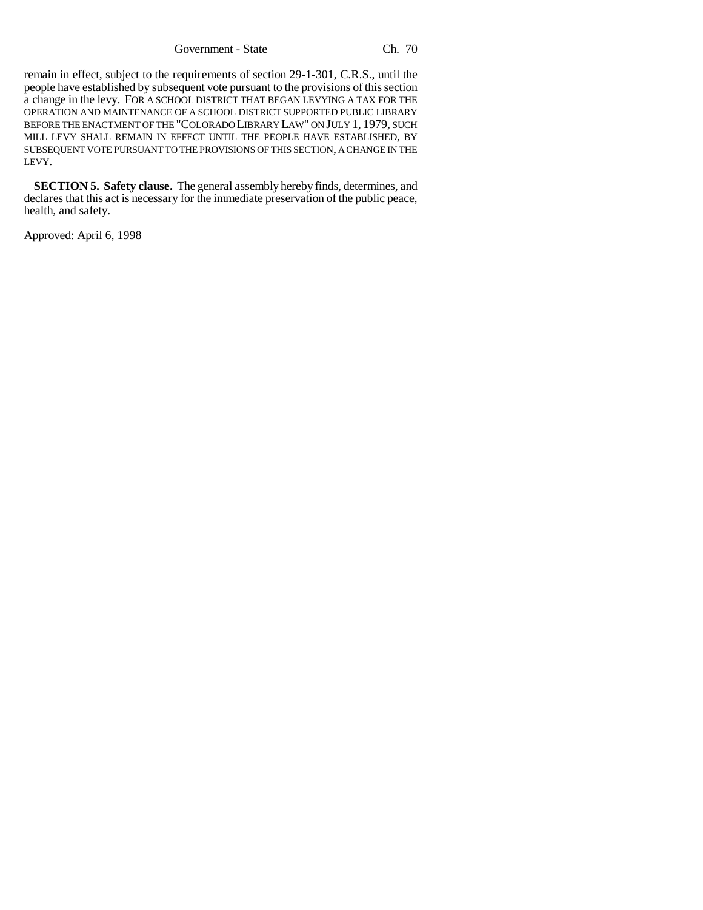remain in effect, subject to the requirements of section 29-1-301, C.R.S., until the people have established by subsequent vote pursuant to the provisions of this section a change in the levy. FOR A SCHOOL DISTRICT THAT BEGAN LEVYING A TAX FOR THE OPERATION AND MAINTENANCE OF A SCHOOL DISTRICT SUPPORTED PUBLIC LIBRARY BEFORE THE ENACTMENT OF THE "COLORADO LIBRARY LAW" ON JULY 1, 1979, SUCH MILL LEVY SHALL REMAIN IN EFFECT UNTIL THE PEOPLE HAVE ESTABLISHED, BY SUBSEQUENT VOTE PURSUANT TO THE PROVISIONS OF THIS SECTION, A CHANGE IN THE LEVY.

**SECTION 5. Safety clause.** The general assembly hereby finds, determines, and declares that this act is necessary for the immediate preservation of the public peace, health, and safety.

Approved: April 6, 1998